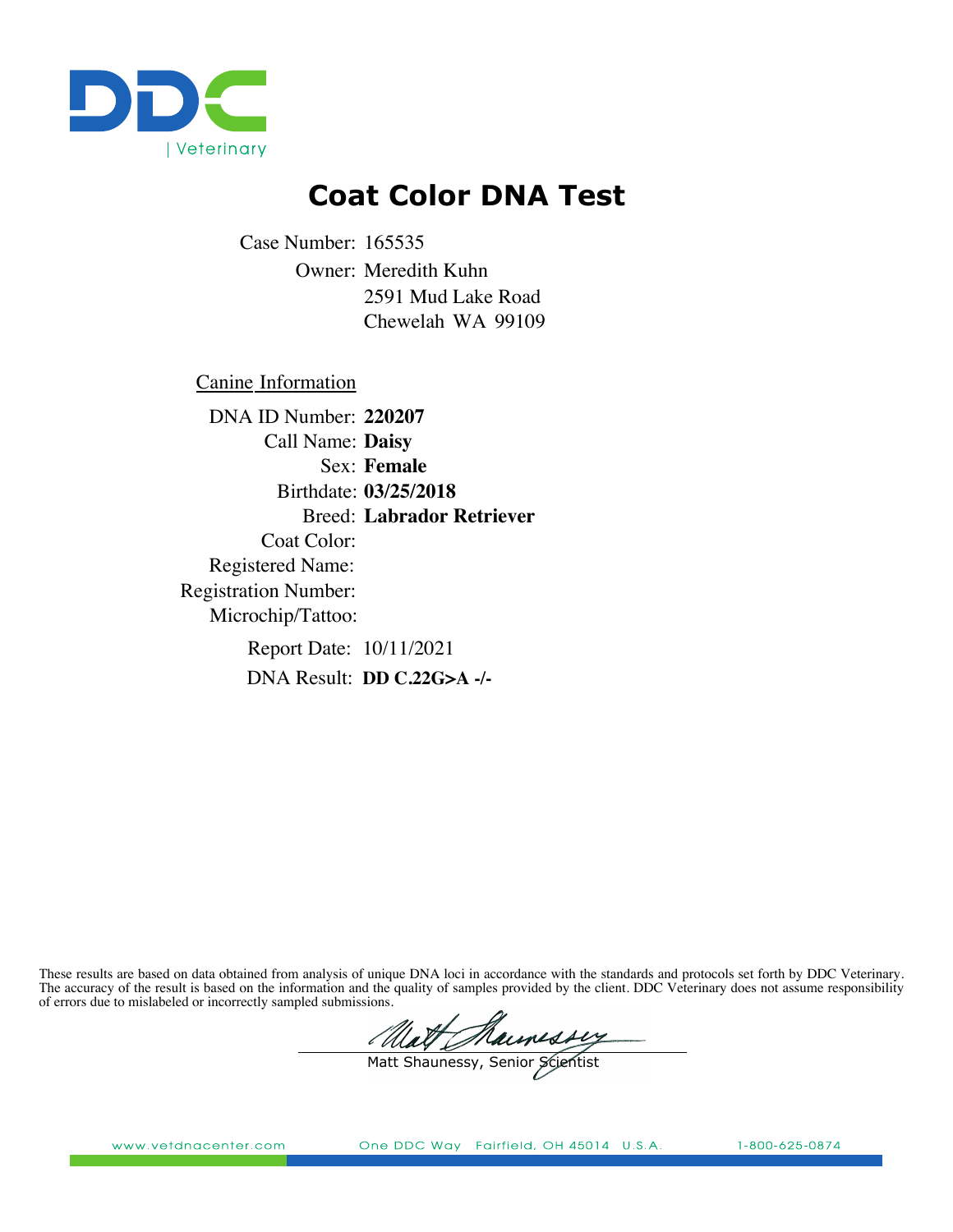DDC | Veterinary

# Coat Color DNA Test

Case Number: 165535

Owner: Meredith Kuhn
2591 Mud Lake Road
Chewelah WA 99109

Canine Information

DNA ID Number: **220207**
Call Name: **Daisy**
Sex: **Female**
Birthdate: **03/25/2018**
Breed: **Labrador Retriever**
Coat Color:
Registered Name:
Registration Number:
Microchip/Tattoo:

Report Date: 10/11/2021

DNA Result: **DD C.22G>A -/-**

These results are based on data obtained from analysis of unique DNA loci in accordance with the standards and protocols set forth by DDC Veterinary. The accuracy of the result is based on the information and the quality of samples provided by the client. DDC Veterinary does not assume responsibility of errors due to mislabeled or incorrectly sampled submissions.

Matt Shaunessy, Senior Scientist

www.vetdnacenter.com One DDC Way Fairfield, OH 45014 U.S.A. 1-800-625-0874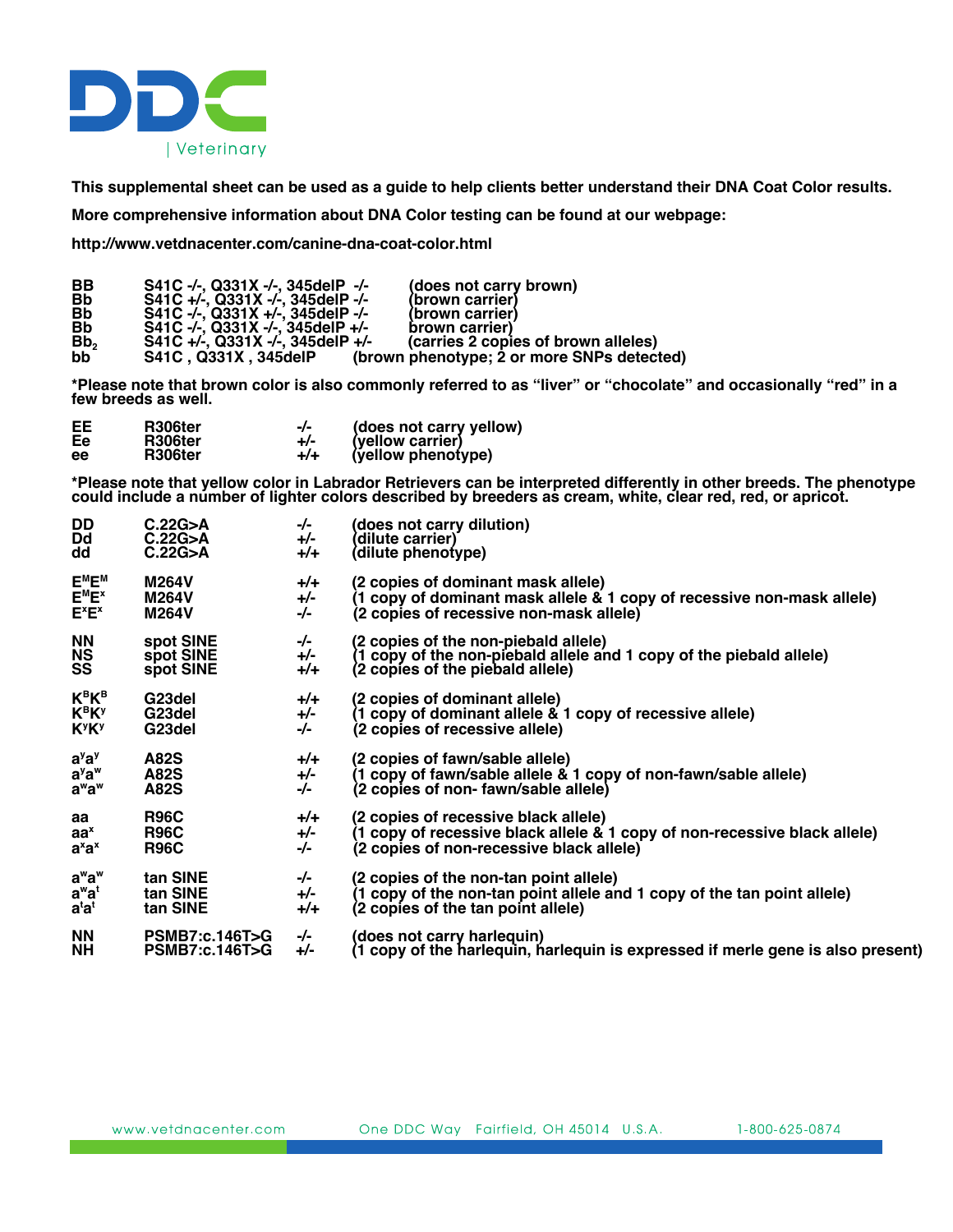This supplemental sheet can be used as a guide to help clients better understand their DNA Coat Color results.

More comprehensive information about DNA Color testing can be found at our webpage:

http://www.vetdnacenter.com/canine-dna-coat-color.html

| | | |
|---|---|---|
| BB | S41C -/-, Q331X -/-, 345delP -/- | (does not carry brown) |
| Bb | S41C +/-, Q331X -/-, 345delP -/- | (brown carrier) |
| Bb | S41C -/-, Q331X +/-, 345delP -/- | (brown carrier) |
| Bb | S41C -/-, Q331X -/-, 345delP +/- | brown carrier) |
| $Bb_2$ | S41C +/-, Q331X -/-, 345delP +/- | (carries 2 copies of brown alleles) |
| bb | S41C , Q331X , 345delP | (brown phenotype; 2 or more SNPs detected) |

*Please note that brown color is also commonly referred to as "liver" or "chocolate" and occasionally "red" in a few breeds as well.

| | | | |
|---|---|---|---|
| EE | R306ter | -/- | (does not carry yellow) |
| Ee | R306ter | +/- | (yellow carrier) |
| ee | R306ter | +/+ | (yellow phenotype) |

*Please note that yellow color in Labrador Retrievers can be interpreted differently in other breeds. The phenotype could include a number of lighter colors described by breeders as cream, white, clear red, red, or apricot.

| | | | |
|---|---|---|---|
| DD | C.22G>A | -/- | (does not carry dilution) |
| Dd | C.22G>A | +/- | (dilute carrier) |
| dd | C.22G>A | +/+ | (dilute phenotype) |
| $E^ME^M$ | M264V | +/+ | (2 copies of dominant mask allele) |
| $E^ME^x$ | M264V | +/- | (1 copy of dominant mask allele & 1 copy of recessive non-mask allele) |
| $E^xE^x$ | M264V | -/- | (2 copies of recessive non-mask allele) |
| NN | spot SINE | -/- | (2 copies of the non-piebald allele) |
| NS | spot SINE | +/- | (1 copy of the non-piebald allele and 1 copy of the piebald allele) |
| SS | spot SINE | +/+ | (2 copies of the piebald allele) |
| $K^BK^B$ | G23del | +/+ | (2 copies of dominant allele) |
| $K^BK^y$ | G23del | +/- | (1 copy of dominant allele & 1 copy of recessive allele) |
| $K^yK^y$ | G23del | -/- | (2 copies of recessive allele) |
| $a^ya^y$ | A82S | +/+ | (2 copies of fawn/sable allele) |
| $a^ya^w$ | A82S | +/- | (1 copy of fawn/sable allele & 1 copy of non-fawn/sable allele) |
| $a^wa^w$ | A82S | -/- | (2 copies of non- fawn/sable allele) |
| aa | R96C | +/+ | (2 copies of recessive black allele) |
| $aa^x$ | R96C | +/- | (1 copy of recessive black allele & 1 copy of non-recessive black allele) |
| $a^xa^x$ | R96C | -/- | (2 copies of non-recessive black allele) |
| $a^wa^w$ | tan SINE | -/- | (2 copies of the non-tan point allele) |
| $a^wa^t$ | tan SINE | +/- | (1 copy of the non-tan point allele and 1 copy of the tan point allele) |
| $a^ta^t$ | tan SINE | +/+ | (2 copies of the tan point allele) |
| NN | PSMB7:c.146T>G | -/- | (does not carry harlequin) |
| NH | PSMB7:c.146T>G | +/- | (1 copy of the harlequin, harlequin is expressed if merle gene is also present) |